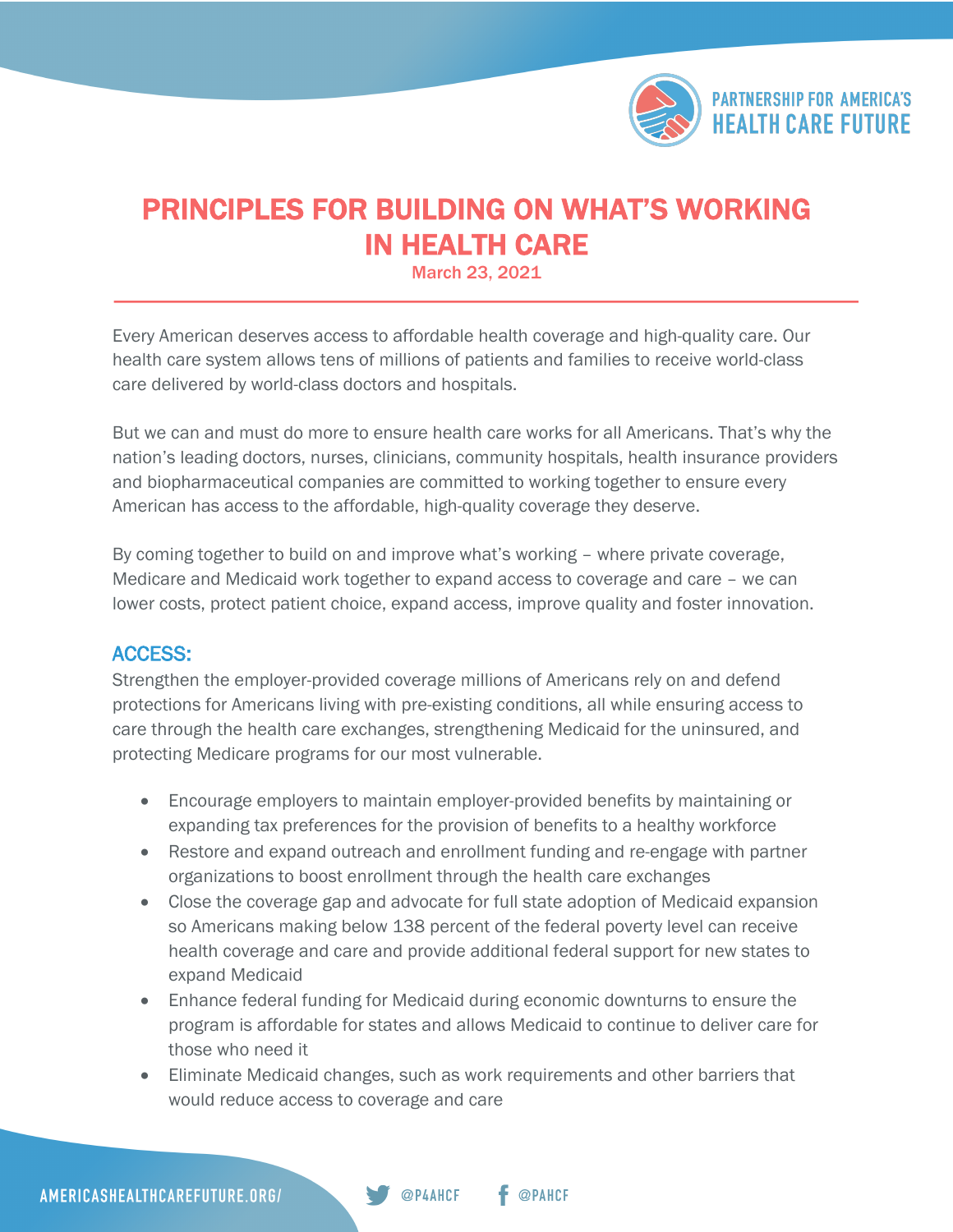PARTNERSHIP FOR AMERICA'S HEALTH CARE FUTURE

# PRINCIPLES FOR BUILDING ON WHAT'S WORKING IN HEALTH CARE

March 23, 2021

Every American deserves access to affordable health coverage and high-quality care. Our health care system allows tens of millions of patients and families to receive world-class care delivered by world-class doctors and hospitals.

But we can and must do more to ensure health care works for all Americans. That's why the nation's leading doctors, nurses, clinicians, community hospitals, health insurance providers and biopharmaceutical companies are committed to working together to ensure every American has access to the affordable, high-quality coverage they deserve.

By coming together to build on and improve what's working – where private coverage, Medicare and Medicaid work together to expand access to coverage and care – we can lower costs, protect patient choice, expand access, improve quality and foster innovation.

## ACCESS:

Strengthen the employer-provided coverage millions of Americans rely on and defend protections for Americans living with pre-existing conditions, all while ensuring access to care through the health care exchanges, strengthening Medicaid for the uninsured, and protecting Medicare programs for our most vulnerable.

- Encourage employers to maintain employer-provided benefits by maintaining or expanding tax preferences for the provision of benefits to a healthy workforce
- Restore and expand outreach and enrollment funding and re-engage with partner organizations to boost enrollment through the health care exchanges
- Close the coverage gap and advocate for full state adoption of Medicaid expansion so Americans making below 138 percent of the federal poverty level can receive health coverage and care and provide additional federal support for new states to expand Medicaid
- Enhance federal funding for Medicaid during economic downturns to ensure the program is affordable for states and allows Medicaid to continue to deliver care for those who need it
- Eliminate Medicaid changes, such as work requirements and other barriers that would reduce access to coverage and care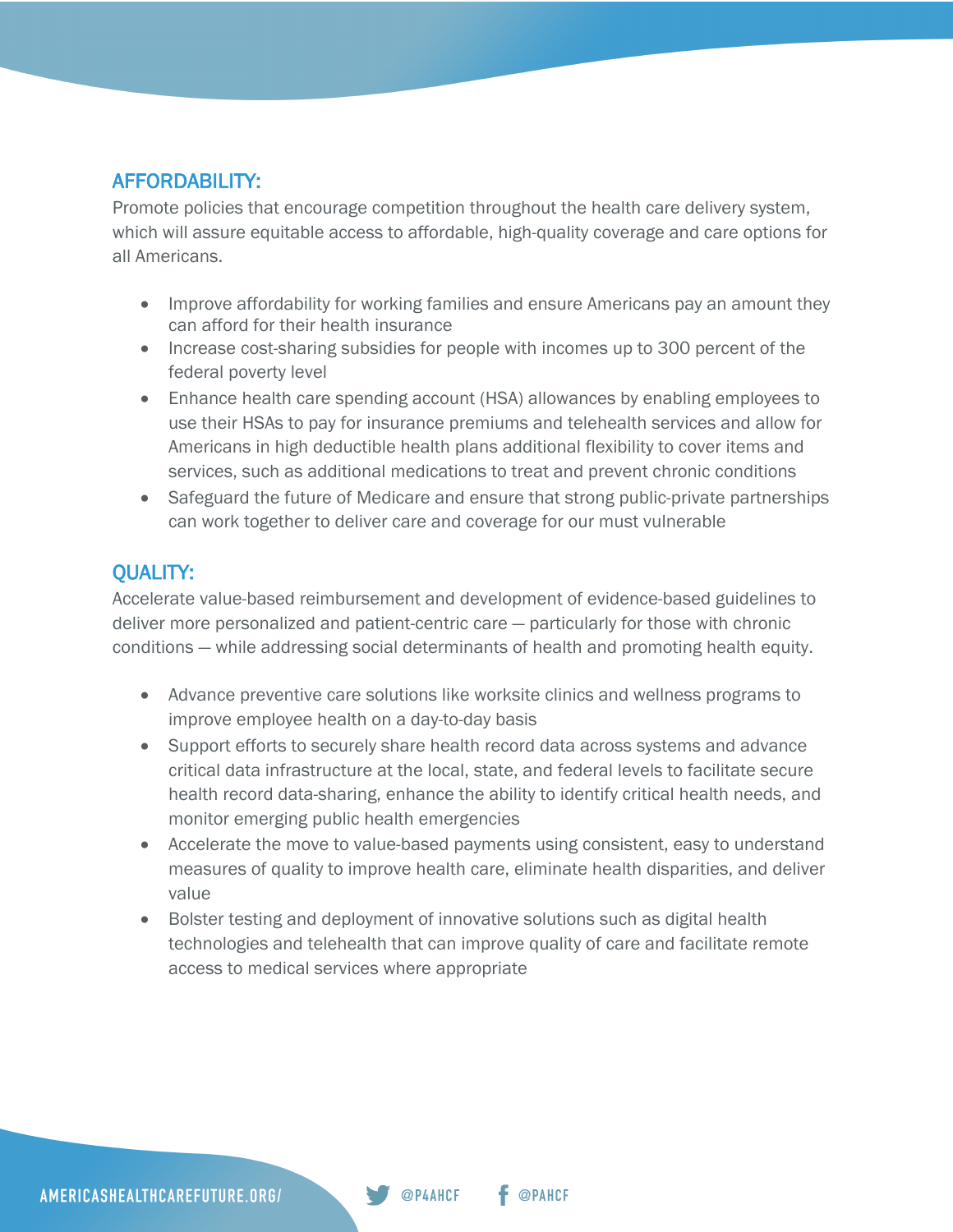## AFFORDABILITY:

Promote policies that encourage competition throughout the health care delivery system, which will assure equitable access to affordable, high-quality coverage and care options for all Americans.

- Improve affordability for working families and ensure Americans pay an amount they can afford for their health insurance
- Increase cost-sharing subsidies for people with incomes up to 300 percent of the federal poverty level
- Enhance health care spending account (HSA) allowances by enabling employees to use their HSAs to pay for insurance premiums and telehealth services and allow for Americans in high deductible health plans additional flexibility to cover items and services, such as additional medications to treat and prevent chronic conditions
- Safeguard the future of Medicare and ensure that strong public-private partnerships can work together to deliver care and coverage for our must vulnerable

## QUALITY:

Accelerate value-based reimbursement and development of evidence-based guidelines to deliver more personalized and patient-centric care — particularly for those with chronic conditions — while addressing social determinants of health and promoting health equity.

- Advance preventive care solutions like worksite clinics and wellness programs to improve employee health on a day-to-day basis
- Support efforts to securely share health record data across systems and advance critical data infrastructure at the local, state, and federal levels to facilitate secure health record data-sharing, enhance the ability to identify critical health needs, and monitor emerging public health emergencies
- Accelerate the move to value-based payments using consistent, easy to understand measures of quality to improve health care, eliminate health disparities, and deliver value
- Bolster testing and deployment of innovative solutions such as digital health technologies and telehealth that can improve quality of care and facilitate remote access to medical services where appropriate